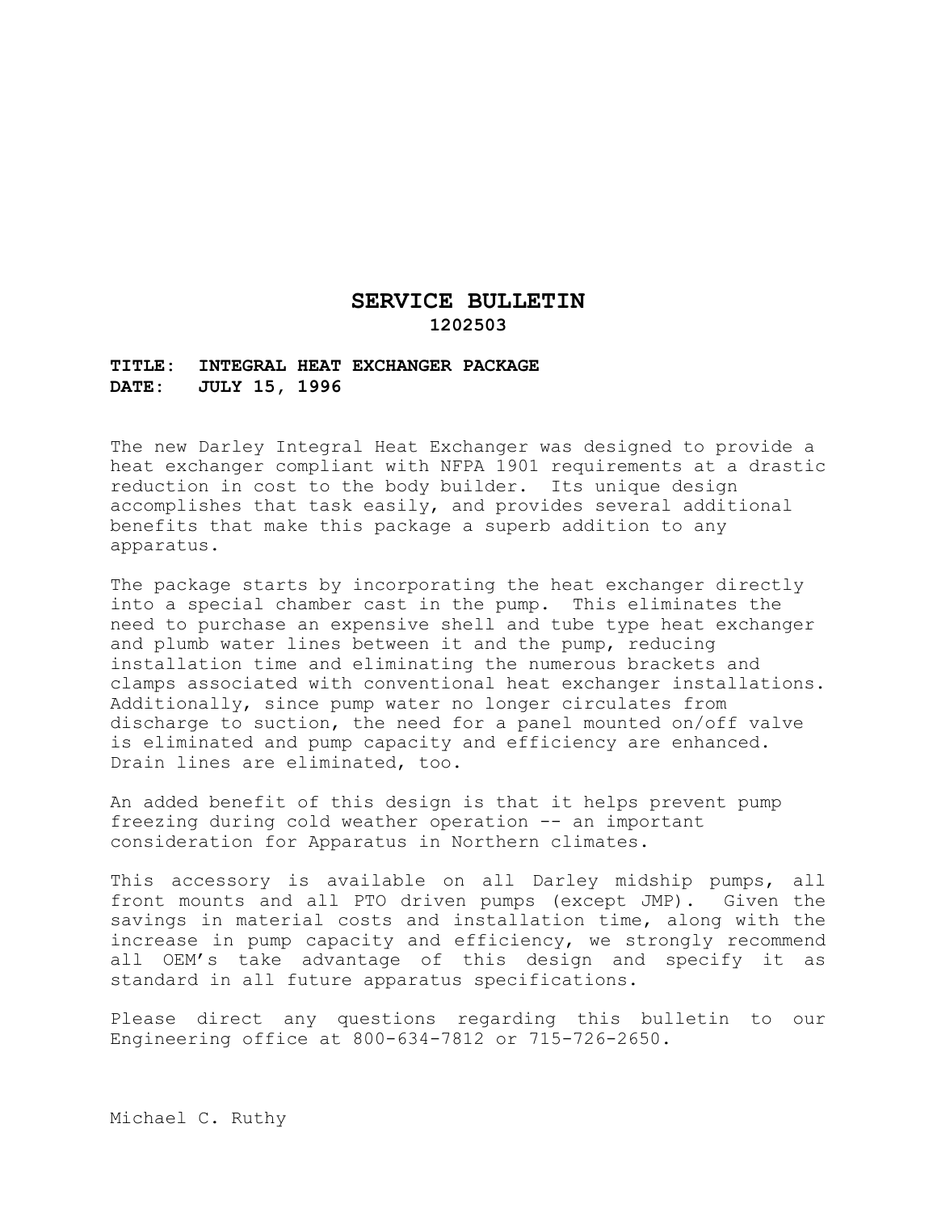# SERVICE BULLETIN

**1202503**

**TITLE: INTEGRAL HEAT EXCHANGER PACKAGE**
**DATE: JULY 15, 1996**

The new Darley Integral Heat Exchanger was designed to provide a heat exchanger compliant with NFPA 1901 requirements at a drastic reduction in cost to the body builder. Its unique design accomplishes that task easily, and provides several additional benefits that make this package a superb addition to any apparatus.

The package starts by incorporating the heat exchanger directly into a special chamber cast in the pump. This eliminates the need to purchase an expensive shell and tube type heat exchanger and plumb water lines between it and the pump, reducing installation time and eliminating the numerous brackets and clamps associated with conventional heat exchanger installations. Additionally, since pump water no longer circulates from discharge to suction, the need for a panel mounted on/off valve is eliminated and pump capacity and efficiency are enhanced. Drain lines are eliminated, too.

An added benefit of this design is that it helps prevent pump freezing during cold weather operation -- an important consideration for Apparatus in Northern climates.

This accessory is available on all Darley midship pumps, all front mounts and all PTO driven pumps (except JMP). Given the savings in material costs and installation time, along with the increase in pump capacity and efficiency, we strongly recommend all OEM's take advantage of this design and specify it as standard in all future apparatus specifications.

Please direct any questions regarding this bulletin to our Engineering office at 800-634-7812 or 715-726-2650.

Michael C. Ruthy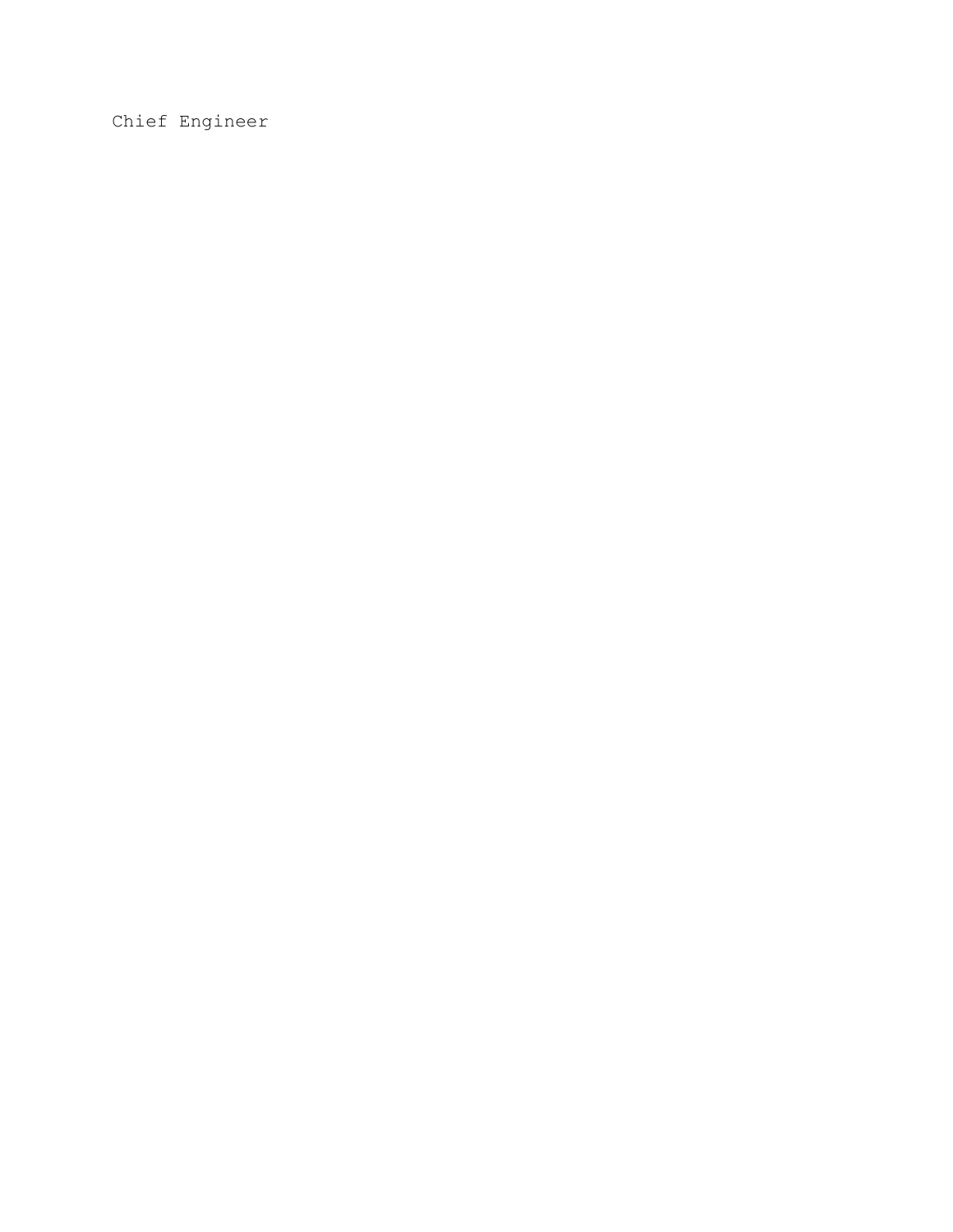Chief Engineer